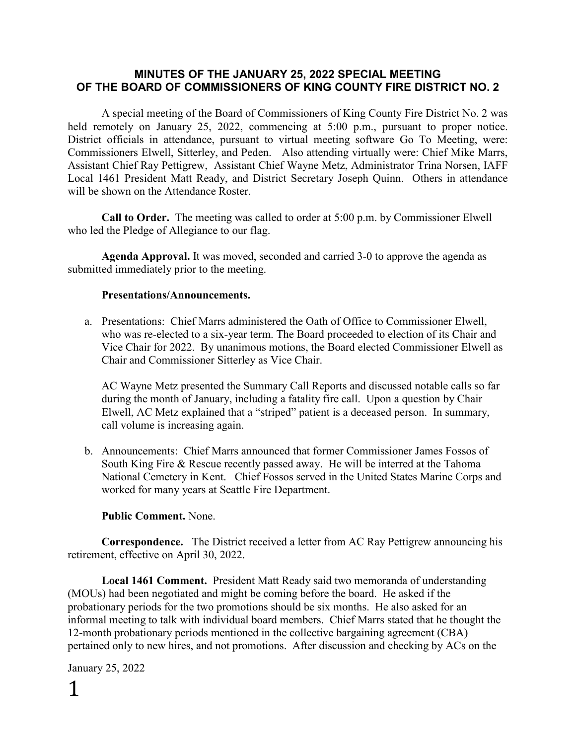# MINUTES OF THE JANUARY 25, 2022 SPECIAL MEETING OF THE BOARD OF COMMISSIONERS OF KING COUNTY FIRE DISTRICT NO. 2

A special meeting of the Board of Commissioners of King County Fire District No. 2 was held remotely on January 25, 2022, commencing at 5:00 p.m., pursuant to proper notice. District officials in attendance, pursuant to virtual meeting software Go To Meeting, were: Commissioners Elwell, Sitterley, and Peden. Also attending virtually were: Chief Mike Marrs, Assistant Chief Ray Pettigrew, Assistant Chief Wayne Metz, Administrator Trina Norsen, IAFF Local 1461 President Matt Ready, and District Secretary Joseph Quinn. Others in attendance will be shown on the Attendance Roster.

**Call to Order.** The meeting was called to order at 5:00 p.m. by Commissioner Elwell who led the Pledge of Allegiance to our flag.

**Agenda Approval.** It was moved, seconded and carried 3-0 to approve the agenda as submitted immediately prior to the meeting.

**Presentations/Announcements.**

a. Presentations: Chief Marrs administered the Oath of Office to Commissioner Elwell, who was re-elected to a six-year term. The Board proceeded to election of its Chair and Vice Chair for 2022. By unanimous motions, the Board elected Commissioner Elwell as Chair and Commissioner Sitterley as Vice Chair.

   AC Wayne Metz presented the Summary Call Reports and discussed notable calls so far during the month of January, including a fatality fire call. Upon a question by Chair Elwell, AC Metz explained that a "striped" patient is a deceased person. In summary, call volume is increasing again.

b. Announcements: Chief Marrs announced that former Commissioner James Fossos of South King Fire & Rescue recently passed away. He will be interred at the Tahoma National Cemetery in Kent. Chief Fossos served in the United States Marine Corps and worked for many years at Seattle Fire Department.

**Public Comment.** None.

**Correspondence.** The District received a letter from AC Ray Pettigrew announcing his retirement, effective on April 30, 2022.

**Local 1461 Comment.** President Matt Ready said two memoranda of understanding (MOUs) had been negotiated and might be coming before the board. He asked if the probationary periods for the two promotions should be six months. He also asked for an informal meeting to talk with individual board members. Chief Marrs stated that he thought the 12-month probationary periods mentioned in the collective bargaining agreement (CBA) pertained only to new hires, and not promotions. After discussion and checking by ACs on the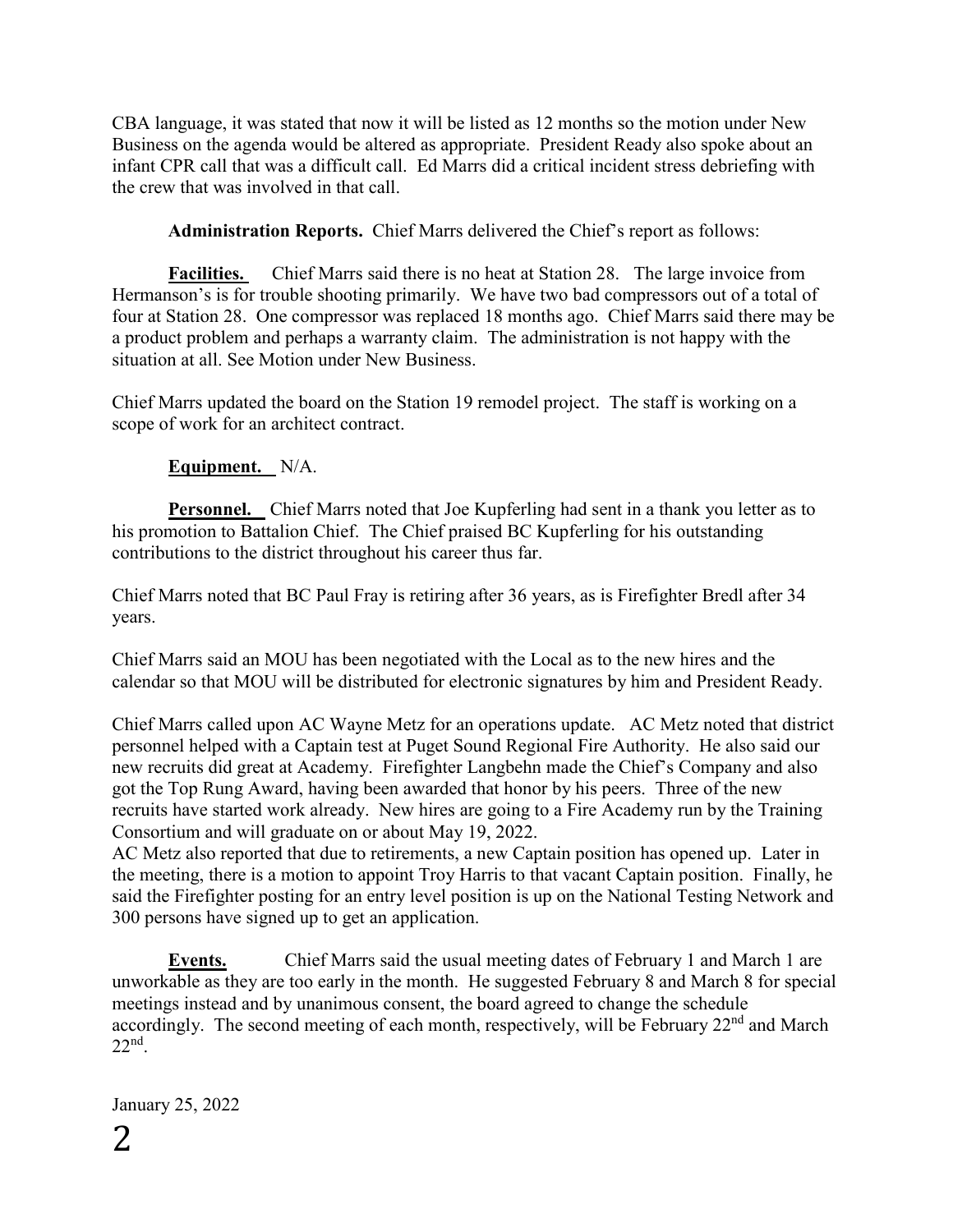CBA language, it was stated that now it will be listed as 12 months so the motion under New Business on the agenda would be altered as appropriate. President Ready also spoke about an infant CPR call that was a difficult call. Ed Marrs did a critical incident stress debriefing with the crew that was involved in that call.

**Administration Reports.** Chief Marrs delivered the Chief's report as follows:

**Facilities.** Chief Marrs said there is no heat at Station 28. The large invoice from Hermanson's is for trouble shooting primarily. We have two bad compressors out of a total of four at Station 28. One compressor was replaced 18 months ago. Chief Marrs said there may be a product problem and perhaps a warranty claim. The administration is not happy with the situation at all. See Motion under New Business.

Chief Marrs updated the board on the Station 19 remodel project. The staff is working on a scope of work for an architect contract.

**Equipment.** N/A.

**Personnel.** Chief Marrs noted that Joe Kupferling had sent in a thank you letter as to his promotion to Battalion Chief. The Chief praised BC Kupferling for his outstanding contributions to the district throughout his career thus far.

Chief Marrs noted that BC Paul Fray is retiring after 36 years, as is Firefighter Bredl after 34 years.

Chief Marrs said an MOU has been negotiated with the Local as to the new hires and the calendar so that MOU will be distributed for electronic signatures by him and President Ready.

Chief Marrs called upon AC Wayne Metz for an operations update. AC Metz noted that district personnel helped with a Captain test at Puget Sound Regional Fire Authority. He also said our new recruits did great at Academy. Firefighter Langbehn made the Chief's Company and also got the Top Rung Award, having been awarded that honor by his peers. Three of the new recruits have started work already. New hires are going to a Fire Academy run by the Training Consortium and will graduate on or about May 19, 2022.
AC Metz also reported that due to retirements, a new Captain position has opened up. Later in the meeting, there is a motion to appoint Troy Harris to that vacant Captain position. Finally, he said the Firefighter posting for an entry level position is up on the National Testing Network and 300 persons have signed up to get an application.

**Events.** Chief Marrs said the usual meeting dates of February 1 and March 1 are unworkable as they are too early in the month. He suggested February 8 and March 8 for special meetings instead and by unanimous consent, the board agreed to change the schedule accordingly. The second meeting of each month, respectively, will be February 22nd and March 22nd.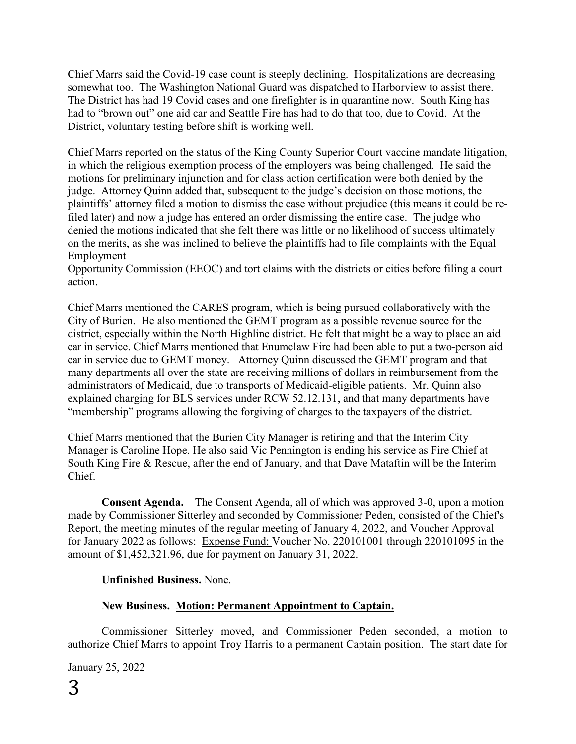Chief Marrs said the Covid-19 case count is steeply declining. Hospitalizations are decreasing somewhat too. The Washington National Guard was dispatched to Harborview to assist there. The District has had 19 Covid cases and one firefighter is in quarantine now. South King has had to "brown out" one aid car and Seattle Fire has had to do that too, due to Covid. At the District, voluntary testing before shift is working well.

Chief Marrs reported on the status of the King County Superior Court vaccine mandate litigation, in which the religious exemption process of the employers was being challenged. He said the motions for preliminary injunction and for class action certification were both denied by the judge. Attorney Quinn added that, subsequent to the judge's decision on those motions, the plaintiffs' attorney filed a motion to dismiss the case without prejudice (this means it could be re-filed later) and now a judge has entered an order dismissing the entire case. The judge who denied the motions indicated that she felt there was little or no likelihood of success ultimately on the merits, as she was inclined to believe the plaintiffs had to file complaints with the Equal Employment Opportunity Commission (EEOC) and tort claims with the districts or cities before filing a court action.

Chief Marrs mentioned the CARES program, which is being pursued collaboratively with the City of Burien. He also mentioned the GEMT program as a possible revenue source for the district, especially within the North Highline district. He felt that might be a way to place an aid car in service. Chief Marrs mentioned that Enumclaw Fire had been able to put a two-person aid car in service due to GEMT money. Attorney Quinn discussed the GEMT program and that many departments all over the state are receiving millions of dollars in reimbursement from the administrators of Medicaid, due to transports of Medicaid-eligible patients. Mr. Quinn also explained charging for BLS services under RCW 52.12.131, and that many departments have "membership" programs allowing the forgiving of charges to the taxpayers of the district.

Chief Marrs mentioned that the Burien City Manager is retiring and that the Interim City Manager is Caroline Hope. He also said Vic Pennington is ending his service as Fire Chief at South King Fire & Rescue, after the end of January, and that Dave Mataftin will be the Interim Chief.

**Consent Agenda.** The Consent Agenda, all of which was approved 3-0, upon a motion made by Commissioner Sitterley and seconded by Commissioner Peden, consisted of the Chief's Report, the meeting minutes of the regular meeting of January 4, 2022, and Voucher Approval for January 2022 as follows: <u>Expense Fund:</u> Voucher No. 220101001 through 220101095 in the amount of $1,452,321.96, due for payment on January 31, 2022.

**Unfinished Business.** None.

**New Business. <u>Motion: Permanent Appointment to Captain.</u>**

Commissioner Sitterley moved, and Commissioner Peden seconded, a motion to authorize Chief Marrs to appoint Troy Harris to a permanent Captain position. The start date for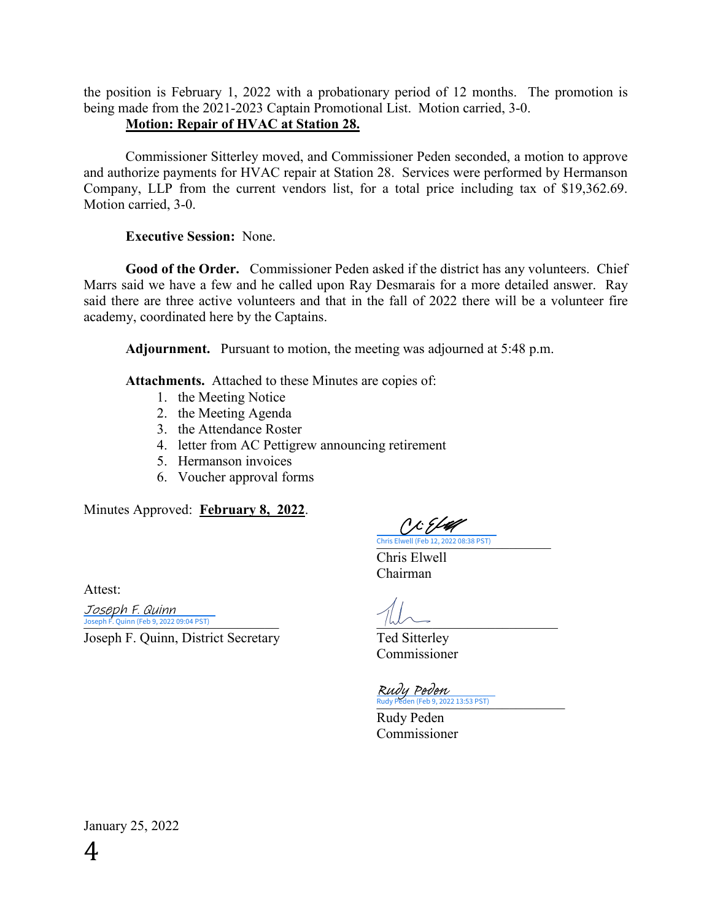the position is February 1, 2022 with a probationary period of 12 months. The promotion is being made from the 2021-2023 Captain Promotional List. Motion carried, 3-0.

**Motion: Repair of HVAC at Station 28.**

Commissioner Sitterley moved, and Commissioner Peden seconded, a motion to approve and authorize payments for HVAC repair at Station 28. Services were performed by Hermanson Company, LLP from the current vendors list, for a total price including tax of $19,362.69. Motion carried, 3-0.

**Executive Session:** None.

**Good of the Order.** Commissioner Peden asked if the district has any volunteers. Chief Marrs said we have a few and he called upon Ray Desmarais for a more detailed answer. Ray said there are three active volunteers and that in the fall of 2022 there will be a volunteer fire academy, coordinated here by the Captains.

**Adjournment.** Pursuant to motion, the meeting was adjourned at 5:48 p.m.

**Attachments.** Attached to these Minutes are copies of:

1. the Meeting Notice
2. the Meeting Agenda
3. the Attendance Roster
4. letter from AC Pettigrew announcing retirement
5. Hermanson invoices
6. Voucher approval forms

Minutes Approved: **February 8, 2022**.

Chris Elwell (Feb 12, 2022 08:38 PST)
Chris Elwell
Chairman

Attest:

Joseph F. Quinn
Joseph F. Quinn (Feb 9, 2022 09:04 PST)
Joseph F. Quinn, District Secretary

Ted Sitterley
Commissioner

Rudy Peden
Rudy Peden (Feb 9, 2022 13:53 PST)
Rudy Peden
Commissioner

January 25, 2022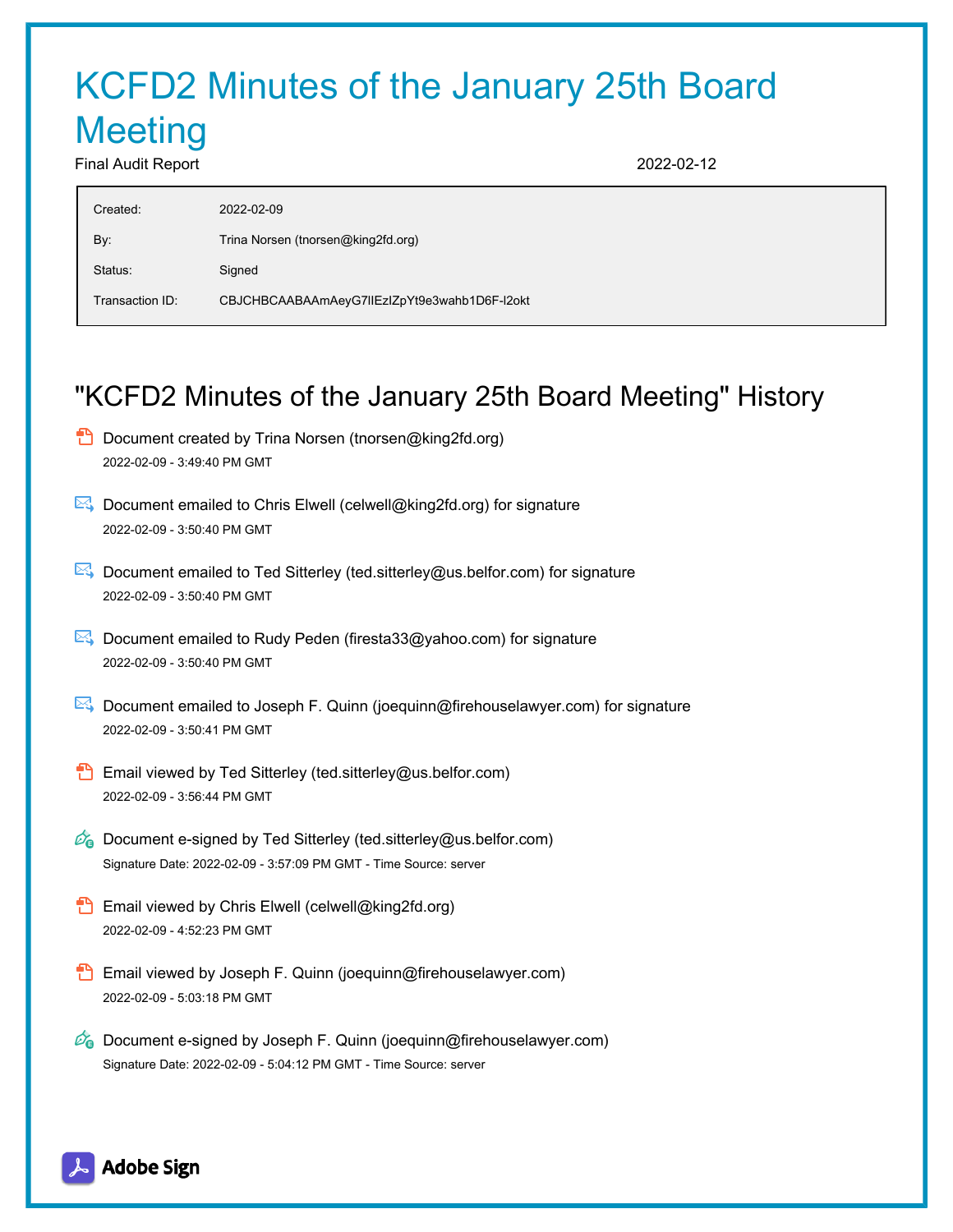# KCFD2 Minutes of the January 25th Board Meeting

Final Audit Report 2022-02-12

| | |
|---|---|
| Created: | 2022-02-09 |
| By: | Trina Norsen (tnorsen@king2fd.org) |
| Status: | Signed |
| Transaction ID: | CBJCHBCAABAAmAeyG7IIEzIZpYt9e3wahb1D6F-l2okt |

## "KCFD2 Minutes of the January 25th Board Meeting" History

- Document created by Trina Norsen (tnorsen@king2fd.org)
  2022-02-09 - 3:49:40 PM GMT

- Document emailed to Chris Elwell (celwell@king2fd.org) for signature
  2022-02-09 - 3:50:40 PM GMT

- Document emailed to Ted Sitterley (ted.sitterley@us.belfor.com) for signature
  2022-02-09 - 3:50:40 PM GMT

- Document emailed to Rudy Peden (firesta33@yahoo.com) for signature
  2022-02-09 - 3:50:40 PM GMT

- Document emailed to Joseph F. Quinn (joequinn@firehouselawyer.com) for signature
  2022-02-09 - 3:50:41 PM GMT

- Email viewed by Ted Sitterley (ted.sitterley@us.belfor.com)
  2022-02-09 - 3:56:44 PM GMT

- Document e-signed by Ted Sitterley (ted.sitterley@us.belfor.com)
  Signature Date: 2022-02-09 - 3:57:09 PM GMT - Time Source: server

- Email viewed by Chris Elwell (celwell@king2fd.org)
  2022-02-09 - 4:52:23 PM GMT

- Email viewed by Joseph F. Quinn (joequinn@firehouselawyer.com)
  2022-02-09 - 5:03:18 PM GMT

- Document e-signed by Joseph F. Quinn (joequinn@firehouselawyer.com)
  Signature Date: 2022-02-09 - 5:04:12 PM GMT - Time Source: server

Adobe Sign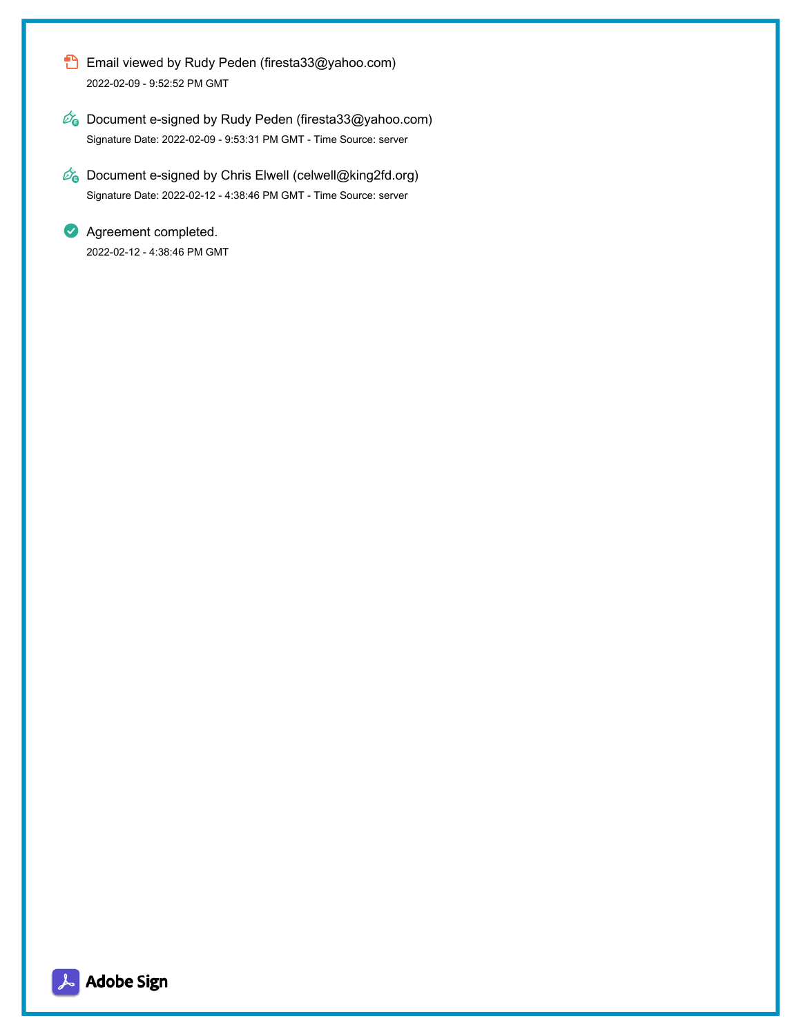Email viewed by Rudy Peden (firesta33@yahoo.com)
2022-02-09 - 9:52:52 PM GMT

Document e-signed by Rudy Peden (firesta33@yahoo.com)
Signature Date: 2022-02-09 - 9:53:31 PM GMT - Time Source: server

Document e-signed by Chris Elwell (celwell@king2fd.org)
Signature Date: 2022-02-12 - 4:38:46 PM GMT - Time Source: server

Agreement completed.
2022-02-12 - 4:38:46 PM GMT

Adobe Sign